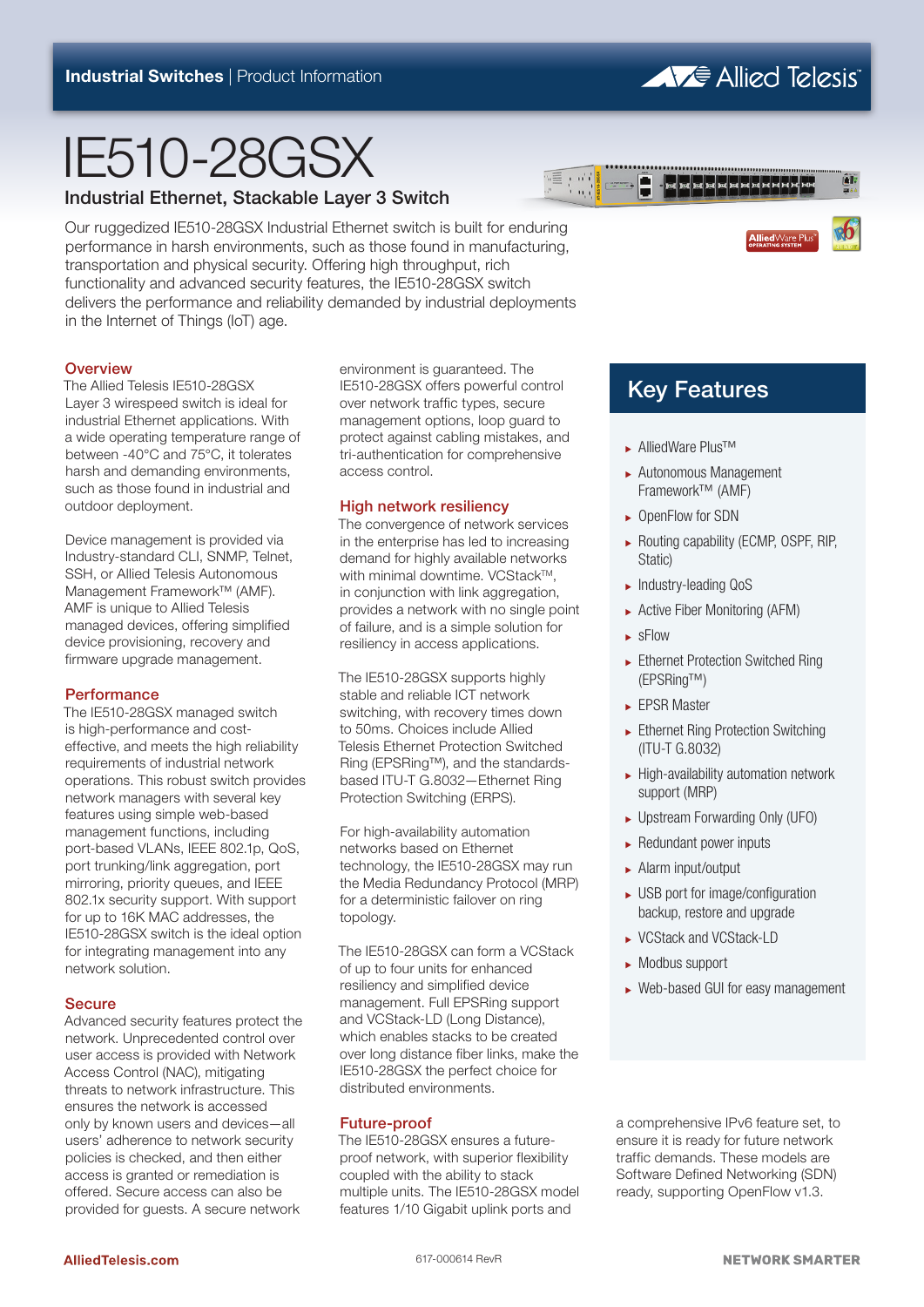Industrial Switches | Product Information

# IE510-28GSX

## Industrial Ethernet, Stackable Layer 3 Switch

Our ruggedized IE510-28GSX Industrial Ethernet switch is built for enduring performance in harsh environments, such as those found in manufacturing, transportation and physical security. Offering high throughput, rich functionality and advanced security features, the IE510-28GSX switch delivers the performance and reliability demanded by industrial deployments in the Internet of Things (IoT) age.

### Overview

The Allied Telesis IE510-28GSX Layer 3 wirespeed switch is ideal for industrial Ethernet applications. With a wide operating temperature range of between -40°C and 75°C, it tolerates harsh and demanding environments, such as those found in industrial and outdoor deployment.

Device management is provided via Industry-standard CLI, SNMP, Telnet, SSH, or Allied Telesis Autonomous Management Framework™ (AMF). AMF is unique to Allied Telesis managed devices, offering simplified device provisioning, recovery and firmware upgrade management.

### Performance

The IE510-28GSX managed switch is high-performance and cost-effective, and meets the high reliability requirements of industrial network operations. This robust switch provides network managers with several key features using simple web-based management functions, including port-based VLANs, IEEE 802.1p, QoS, port trunking/link aggregation, port mirroring, priority queues, and IEEE 802.1x security support. With support for up to 16K MAC addresses, the IE510-28GSX switch is the ideal option for integrating management into any network solution.

### Secure

Advanced security features protect the network. Unprecedented control over user access is provided with Network Access Control (NAC), mitigating threats to network infrastructure. This ensures the network is accessed only by known users and devices—all users' adherence to network security policies is checked, and then either access is granted or remediation is offered. Secure access can also be provided for guests. A secure network environment is guaranteed. The IE510-28GSX offers powerful control over network traffic types, secure management options, loop guard to protect against cabling mistakes, and tri-authentication for comprehensive access control.

### High network resiliency

The convergence of network services in the enterprise has led to increasing demand for highly available networks with minimal downtime. VCStack™, in conjunction with link aggregation, provides a network with no single point of failure, and is a simple solution for resiliency in access applications.

The IE510-28GSX supports highly stable and reliable ICT network switching, with recovery times down to 50ms. Choices include Allied Telesis Ethernet Protection Switched Ring (EPSRing™), and the standards-based ITU-T G.8032—Ethernet Ring Protection Switching (ERPS).

For high-availability automation networks based on Ethernet technology, the IE510-28GSX may run the Media Redundancy Protocol (MRP) for a deterministic failover on ring topology.

The IE510-28GSX can form a VCStack of up to four units for enhanced resiliency and simplified device management. Full EPSRing support and VCStack-LD (Long Distance), which enables stacks to be created over long distance fiber links, make the IE510-28GSX the perfect choice for distributed environments.

### Future-proof

The IE510-28GSX ensures a future-proof network, with superior flexibility coupled with the ability to stack multiple units. The IE510-28GSX model features 1/10 Gigabit uplink ports and a comprehensive IPv6 feature set, to ensure it is ready for future network traffic demands. These models are Software Defined Networking (SDN) ready, supporting OpenFlow v1.3.

## Key Features

- AlliedWare Plus™
- Autonomous Management Framework™ (AMF)
- OpenFlow for SDN
- Routing capability (ECMP, OSPF, RIP, Static)
- Industry-leading QoS
- Active Fiber Monitoring (AFM)
- sFlow
- Ethernet Protection Switched Ring (EPSRing™)
- EPSR Master
- Ethernet Ring Protection Switching (ITU-T G.8032)
- High-availability automation network support (MRP)
- Upstream Forwarding Only (UFO)
- Redundant power inputs
- Alarm input/output
- USB port for image/configuration backup, restore and upgrade
- VCStack and VCStack-LD
- Modbus support
- Web-based GUI for easy management

AlliedTelesis.com | 617-000614 RevR | NETWORK SMARTER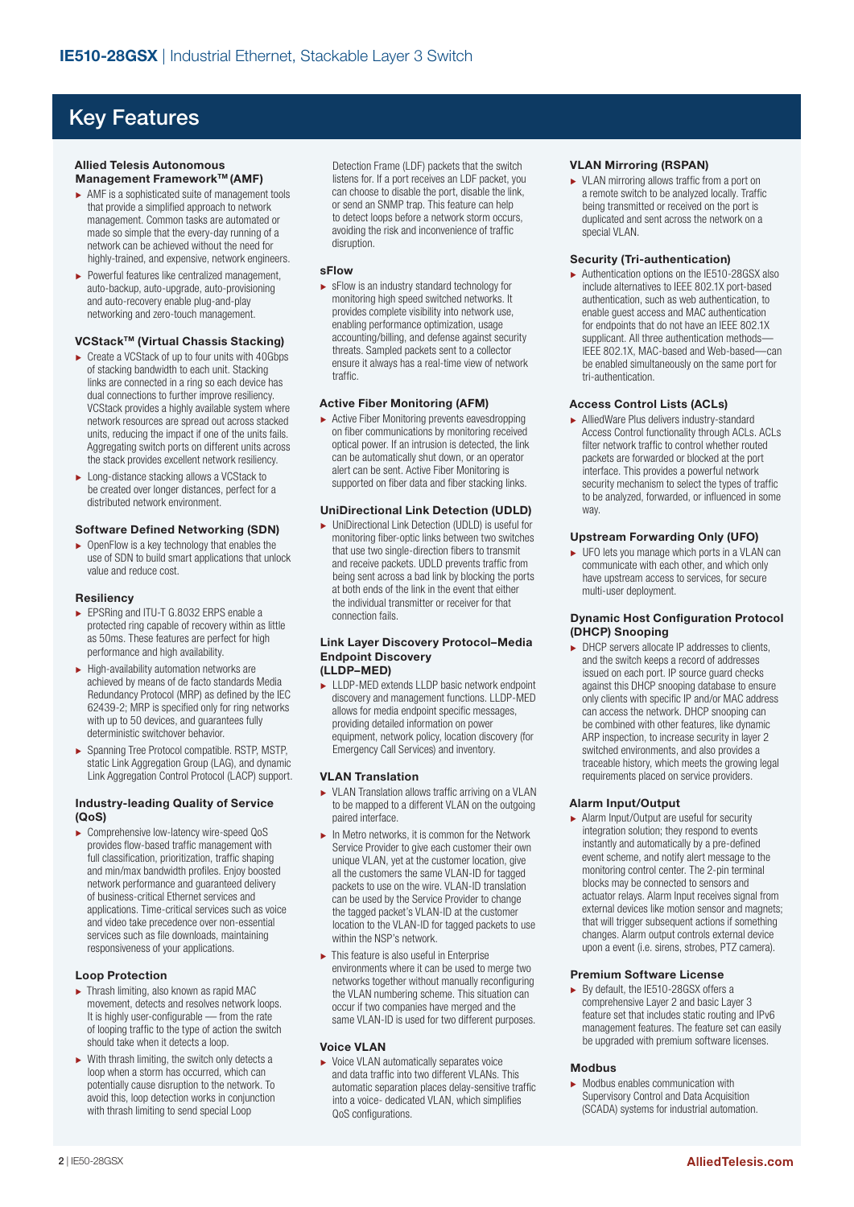# Key Features

### Allied Telesis Autonomous Management Framework™ (AMF)

- AMF is a sophisticated suite of management tools that provide a simplified approach to network management. Common tasks are automated or made so simple that the every-day running of a network can be achieved without the need for highly-trained, and expensive, network engineers.
- Powerful features like centralized management, auto-backup, auto-upgrade, auto-provisioning and auto-recovery enable plug-and-play networking and zero-touch management.

### VCStack™ (Virtual Chassis Stacking)

- Create a VCStack of up to four units with 40Gbps of stacking bandwidth to each unit. Stacking links are connected in a ring so each device has dual connections to further improve resiliency. VCStack provides a highly available system where network resources are spread out across stacked units, reducing the impact if one of the units fails. Aggregating switch ports on different units across the stack provides excellent network resiliency.
- Long-distance stacking allows a VCStack to be created over longer distances, perfect for a distributed network environment.

### Software Defined Networking (SDN)

- OpenFlow is a key technology that enables the use of SDN to build smart applications that unlock value and reduce cost.

### Resiliency

- EPSRing and ITU-T G.8032 ERPS enable a protected ring capable of recovery within as little as 50ms. These features are perfect for high performance and high availability.
- High-availability automation networks are achieved by means of de facto standards Media Redundancy Protocol (MRP) as defined by the IEC 62439-2; MRP is specified only for ring networks with up to 50 devices, and guarantees fully deterministic switchover behavior.
- Spanning Tree Protocol compatible. RSTP, MSTP, static Link Aggregation Group (LAG), and dynamic Link Aggregation Control Protocol (LACP) support.

### Industry-leading Quality of Service (QoS)

- Comprehensive low-latency wire-speed QoS provides flow-based traffic management with full classification, prioritization, traffic shaping and min/max bandwidth profiles. Enjoy boosted network performance and guaranteed delivery of business-critical Ethernet services and applications. Time-critical services such as voice and video take precedence over non-essential services such as file downloads, maintaining responsiveness of your applications.

### Loop Protection

- Thrash limiting, also known as rapid MAC movement, detects and resolves network loops. It is highly user-configurable — from the rate of looping traffic to the type of action the switch should take when it detects a loop.
- With thrash limiting, the switch only detects a loop when a storm has occurred, which can potentially cause disruption to the network. To avoid this, loop detection works in conjunction with thrash limiting to send special Loop Detection Frame (LDF) packets that the switch listens for. If a port receives an LDF packet, you can choose to disable the port, disable the link, or send an SNMP trap. This feature can help to detect loops before a network storm occurs, avoiding the risk and inconvenience of traffic disruption.

### sFlow

- sFlow is an industry standard technology for monitoring high speed switched networks. It provides complete visibility into network use, enabling performance optimization, usage accounting/billing, and defense against security threats. Sampled packets sent to a collector ensure it always has a real-time view of network traffic.

### Active Fiber Monitoring (AFM)

- Active Fiber Monitoring prevents eavesdropping on fiber communications by monitoring received optical power. If an intrusion is detected, the link can be automatically shut down, or an operator alert can be sent. Active Fiber Monitoring is supported on fiber data and fiber stacking links.

### UniDirectional Link Detection (UDLD)

- UniDirectional Link Detection (UDLD) is useful for monitoring fiber-optic links between two switches that use two single-direction fibers to transmit and receive packets. UDLD prevents traffic from being sent across a bad link by blocking the ports at both ends of the link in the event that either the individual transmitter or receiver for that connection fails.

### Link Layer Discovery Protocol–Media Endpoint Discovery (LLDP–MED)

- LLDP-MED extends LLDP basic network endpoint discovery and management functions. LLDP-MED allows for media endpoint specific messages, providing detailed information on power equipment, network policy, location discovery (for Emergency Call Services) and inventory.

### VLAN Translation

- VLAN Translation allows traffic arriving on a VLAN to be mapped to a different VLAN on the outgoing paired interface.
- In Metro networks, it is common for the Network Service Provider to give each customer their own unique VLAN, yet at the customer location, give all the customers the same VLAN-ID for tagged packets to use on the wire. VLAN-ID translation can be used by the Service Provider to change the tagged packet's VLAN-ID at the customer location to the VLAN-ID for tagged packets to use within the NSP's network.
- This feature is also useful in Enterprise environments where it can be used to merge two networks together without manually reconfiguring the VLAN numbering scheme. This situation can occur if two companies have merged and the same VLAN-ID is used for two different purposes.

### Voice VLAN

- Voice VLAN automatically separates voice and data traffic into two different VLANs. This automatic separation places delay-sensitive traffic into a voice- dedicated VLAN, which simplifies QoS configurations.

### VLAN Mirroring (RSPAN)

- VLAN mirroring allows traffic from a port on a remote switch to be analyzed locally. Traffic being transmitted or received on the port is duplicated and sent across the network on a special VLAN.

### Security (Tri-authentication)

- Authentication options on the IE510-28GSX also include alternatives to IEEE 802.1X port-based authentication, such as web authentication, to enable guest access and MAC authentication for endpoints that do not have an IEEE 802.1X supplicant. All three authentication methods—IEEE 802.1X, MAC-based and Web-based—can be enabled simultaneously on the same port for tri-authentication.

### Access Control Lists (ACLs)

- AlliedWare Plus delivers industry-standard Access Control functionality through ACLs. ACLs filter network traffic to control whether routed packets are forwarded or blocked at the port interface. This provides a powerful network security mechanism to select the types of traffic to be analyzed, forwarded, or influenced in some way.

### Upstream Forwarding Only (UFO)

- UFO lets you manage which ports in a VLAN can communicate with each other, and which only have upstream access to services, for secure multi-user deployment.

### Dynamic Host Configuration Protocol (DHCP) Snooping

- DHCP servers allocate IP addresses to clients, and the switch keeps a record of addresses issued on each port. IP source guard checks against this DHCP snooping database to ensure only clients with specific IP and/or MAC address can access the network. DHCP snooping can be combined with other features, like dynamic ARP inspection, to increase security in layer 2 switched environments, and also provides a traceable history, which meets the growing legal requirements placed on service providers.

### Alarm Input/Output

- Alarm Input/Output are useful for security integration solution; they respond to events instantly and automatically by a pre-defined event scheme, and notify alert message to the monitoring control center. The 2-pin terminal blocks may be connected to sensors and actuator relays. Alarm Input receives signal from external devices like motion sensor and magnets; that will trigger subsequent actions if something changes. Alarm output controls external device upon a event (i.e. sirens, strobes, PTZ camera).

### Premium Software License

- By default, the IE510-28GSX offers a comprehensive Layer 2 and basic Layer 3 feature set that includes static routing and IPv6 management features. The feature set can easily be upgraded with premium software licenses.

### Modbus

- Modbus enables communication with Supervisory Control and Data Acquisition (SCADA) systems for industrial automation.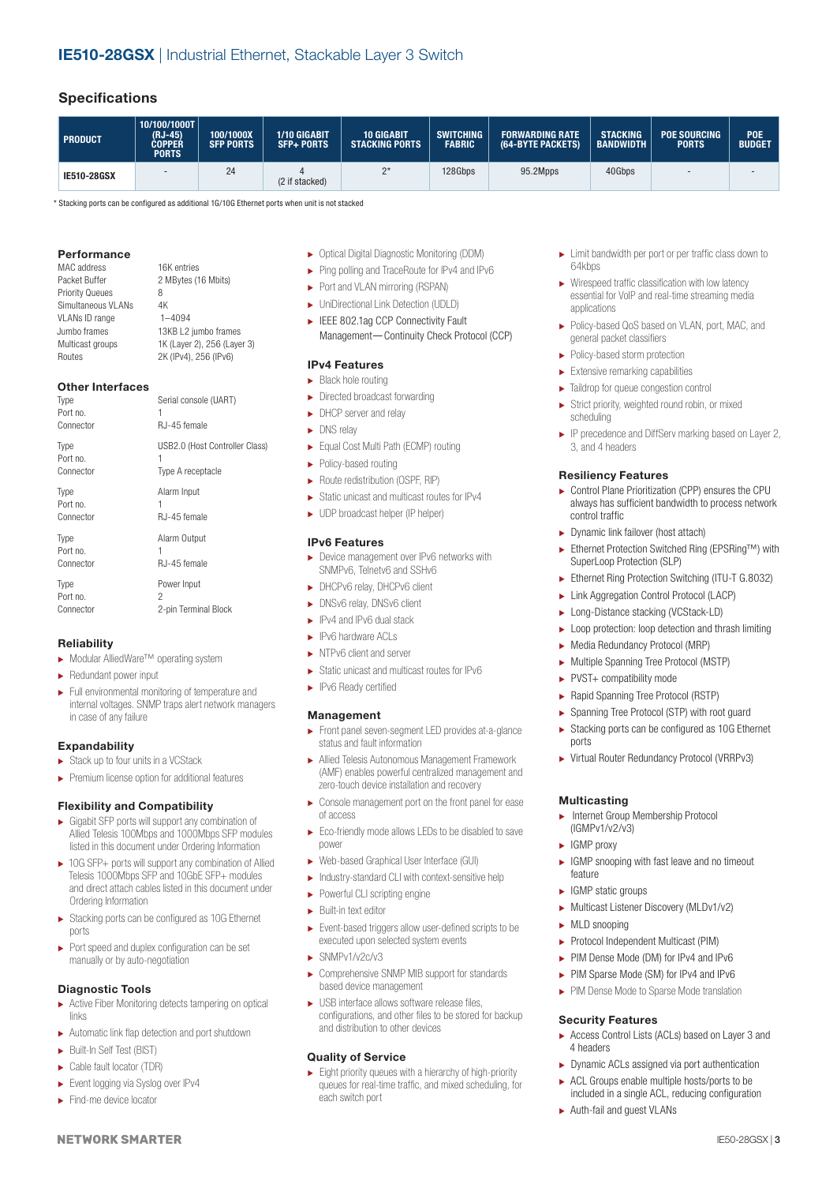# IE510-28GSX | Industrial Ethernet, Stackable Layer 3 Switch

## Specifications

| PRODUCT | 10/100/1000T (RJ-45) COPPER PORTS | 100/1000X SFP PORTS | 1/10 GIGABIT SFP+ PORTS | 10 GIGABIT STACKING PORTS | SWITCHING FABRIC | FORWARDING RATE (64-BYTE PACKETS) | STACKING BANDWIDTH | POE SOURCING PORTS | POE BUDGET |
|---|---|---|---|---|---|---|---|---|---|
| IE510-28GSX | - | 24 | 4 (2 if stacked) | 2* | 128Gbps | 95.2Mpps | 40Gbps | - | - |

* Stacking ports can be configured as additional 1G/10G Ethernet ports when unit is not stacked

### Performance

| | |
|---|---|
| MAC address | 16K entries |
| Packet Buffer | 2 MBytes (16 Mbits) |
| Priority Queues | 8 |
| Simultaneous VLANs | 4K |
| VLANs ID range | 1—4094 |
| Jumbo frames | 13KB L2 jumbo frames |
| Multicast groups | 1K (Layer 2), 256 (Layer 3) |
| Routes | 2K (IPv4), 256 (IPv6) |

### Other Interfaces

| | |
|---|---|
| Type | Serial console (UART) |
| Port no. | 1 |
| Connector | RJ-45 female |
| Type | USB2.0 (Host Controller Class) |
| Port no. | 1 |
| Connector | Type A receptacle |
| Type | Alarm Input |
| Port no. | 1 |
| Connector | RJ-45 female |
| Type | Alarm Output |
| Port no. | 1 |
| Connector | RJ-45 female |
| Type | Power Input |
| Port no. | 2 |
| Connector | 2-pin Terminal Block |

### Reliability

- Modular AlliedWare™ operating system
- Redundant power input
- Full environmental monitoring of temperature and internal voltages. SNMP traps alert network managers in case of any failure

### Expandability

- Stack up to four units in a VCStack
- Premium license option for additional features

### Flexibility and Compatibility

- Gigabit SFP ports will support any combination of Allied Telesis 100Mbps and 1000Mbps SFP modules listed in this document under Ordering Information
- 10G SFP+ ports will support any combination of Allied Telesis 1000Mbps SFP and 10GbE SFP+ modules and direct attach cables listed in this document under Ordering Information
- Stacking ports can be configured as 10G Ethernet ports
- Port speed and duplex configuration can be set manually or by auto-negotiation

### Diagnostic Tools

- Active Fiber Monitoring detects tampering on optical links
- Automatic link flap detection and port shutdown
- Built-In Self Test (BIST)
- Cable fault locator (TDR)
- Event logging via Syslog over IPv4
- Find-me device locator
- Optical Digital Diagnostic Monitoring (DDM)
- Ping polling and TraceRoute for IPv4 and IPv6
- Port and VLAN mirroring (RSPAN)
- UniDirectional Link Detection (UDLD)
- IEEE 802.1ag CCP Connectivity Fault Management—Continuity Check Protocol (CCP)

### IPv4 Features

- Black hole routing
- Directed broadcast forwarding
- DHCP server and relay
- DNS relay
- Equal Cost Multi Path (ECMP) routing
- Policy-based routing
- Route redistribution (OSPF, RIP)
- Static unicast and multicast routes for IPv4
- UDP broadcast helper (IP helper)

### IPv6 Features

- Device management over IPv6 networks with SNMPv6, Telnetv6 and SSHv6
- DHCPv6 relay, DHCPv6 client
- DNSv6 relay, DNSv6 client
- IPv4 and IPv6 dual stack
- IPv6 hardware ACLs
- NTPv6 client and server
- Static unicast and multicast routes for IPv6
- IPv6 Ready certified

### Management

- Front panel seven-segment LED provides at-a-glance status and fault information
- Allied Telesis Autonomous Management Framework (AMF) enables powerful centralized management and zero-touch device installation and recovery
- Console management port on the front panel for ease of access
- Eco-friendly mode allows LEDs to be disabled to save power
- Web-based Graphical User Interface (GUI)
- Industry-standard CLI with context-sensitive help
- Powerful CLI scripting engine
- Built-in text editor
- Event-based triggers allow user-defined scripts to be executed upon selected system events
- SNMPv1/v2c/v3
- Comprehensive SNMP MIB support for standards based device management
- USB interface allows software release files, configurations, and other files to be stored for backup and distribution to other devices

### Quality of Service

- Eight priority queues with a hierarchy of high-priority queues for real-time traffic, and mixed scheduling, for each switch port
- Limit bandwidth per port or per traffic class down to 64kbps
- Wirespeed traffic classification with low latency essential for VoIP and real-time streaming media applications
- Policy-based QoS based on VLAN, port, MAC, and general packet classifiers
- Policy-based storm protection
- Extensive remarking capabilities
- Taildrop for queue congestion control
- Strict priority, weighted round robin, or mixed scheduling
- IP precedence and DiffServ marking based on Layer 2, 3, and 4 headers

### Resiliency Features

- Control Plane Prioritization (CPP) ensures the CPU always has sufficient bandwidth to process network control traffic
- Dynamic link failover (host attach)
- Ethernet Protection Switched Ring (EPSRing™) with SuperLoop Protection (SLP)
- Ethernet Ring Protection Switching (ITU-T G.8032)
- Link Aggregation Control Protocol (LACP)
- Long-Distance stacking (VCStack-LD)
- Loop protection: loop detection and thrash limiting
- Media Redundancy Protocol (MRP)
- Multiple Spanning Tree Protocol (MSTP)
- PVST+ compatibility mode
- Rapid Spanning Tree Protocol (RSTP)
- Spanning Tree Protocol (STP) with root guard
- Stacking ports can be configured as 10G Ethernet ports
- Virtual Router Redundancy Protocol (VRRPv3)

### Multicasting

- Internet Group Membership Protocol (IGMPv1/v2/v3)
- IGMP proxy
- IGMP snooping with fast leave and no timeout feature
- IGMP static groups
- Multicast Listener Discovery (MLDv1/v2)
- MLD snooping
- Protocol Independent Multicast (PIM)
- PIM Dense Mode (DM) for IPv4 and IPv6
- PIM Sparse Mode (SM) for IPv4 and IPv6
- PIM Dense Mode to Sparse Mode translation

### Security Features

- Access Control Lists (ACLs) based on Layer 3 and 4 headers
- Dynamic ACLs assigned via port authentication
- ACL Groups enable multiple hosts/ports to be included in a single ACL, reducing configuration
- Auth-fail and guest VLANs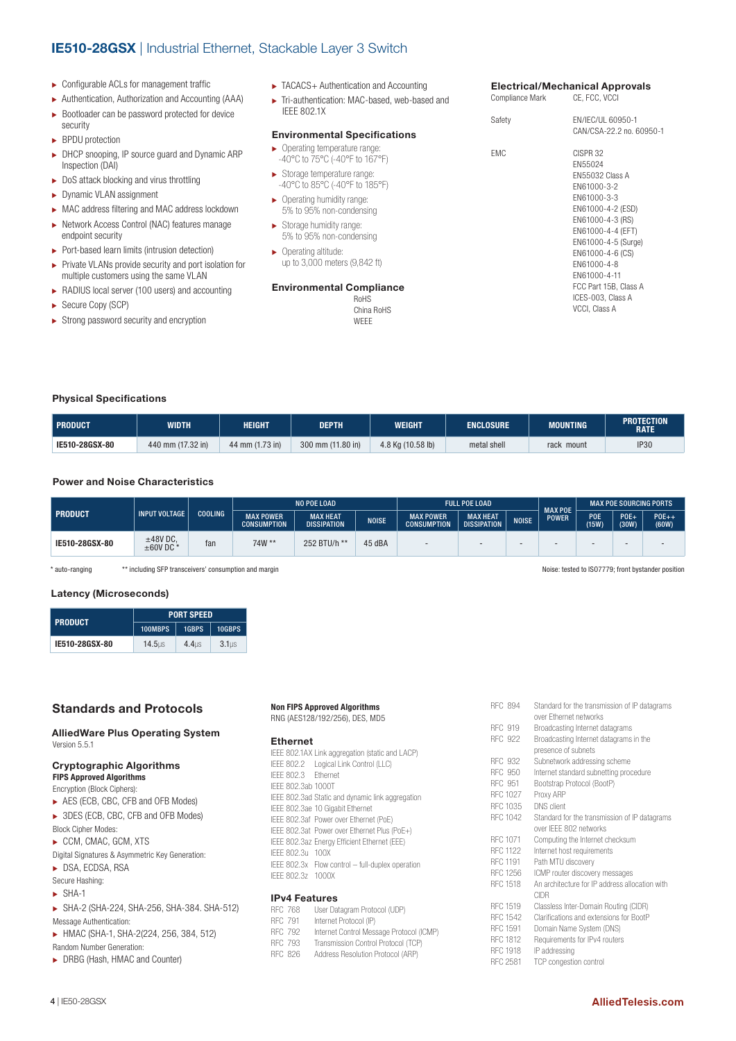# IE510-28GSX | Industrial Ethernet, Stackable Layer 3 Switch

- Configurable ACLs for management traffic
- Authentication, Authorization and Accounting (AAA)
- Bootloader can be password protected for device security
- BPDU protection
- DHCP snooping, IP source guard and Dynamic ARP Inspection (DAI)
- DoS attack blocking and virus throttling
- Dynamic VLAN assignment
- MAC address filtering and MAC address lockdown
- Network Access Control (NAC) features manage endpoint security
- Port-based learn limits (intrusion detection)
- Private VLANs provide security and port isolation for multiple customers using the same VLAN
- RADIUS local server (100 users) and accounting
- Secure Copy (SCP)
- Strong password security and encryption
- TACACS+ Authentication and Accounting
- Tri-authentication: MAC-based, web-based and IEEE 802.1X

### Environmental Specifications

- Operating temperature range: -40°C to 75°C (-40°F to 167°F)
- Storage temperature range: -40°C to 85°C (-40°F to 185°F)
- Operating humidity range: 5% to 95% non-condensing
- Storage humidity range: 5% to 95% non-condensing
- Operating altitude: up to 3,000 meters (9,842 ft)

### Environmental Compliance

RoHS
China RoHS
WEEE

### Electrical/Mechanical Approvals

| | |
|---|---|
| Compliance Mark | CE, FCC, VCCI |
| Safety | EN/IEC/UL 60950-1<br>CAN/CSA-22.2 no. 60950-1 |
| EMC | CISPR 32<br>EN55024<br>EN55032 Class A<br>EN61000-3-2<br>EN61000-3-3<br>EN61000-4-2 (ESD)<br>EN61000-4-3 (RS)<br>EN61000-4-4 (EFT)<br>EN61000-4-5 (Surge)<br>EN61000-4-6 (CS)<br>EN61000-4-8<br>EN61000-4-11<br>FCC Part 15B, Class A<br>ICES-003, Class A<br>VCCI, Class A |

### Physical Specifications

| PRODUCT | WIDTH | HEIGHT | DEPTH | WEIGHT | ENCLOSURE | MOUNTING | PROTECTION RATE |
|---|---|---|---|---|---|---|---|
| IE510-28GSX-80 | 440 mm (17.32 in) | 44 mm (1.73 in) | 300 mm (11.80 in) | 4.8 Kg (10.58 lb) | metal shell | rack mount | IP30 |

### Power and Noise Characteristics

| PRODUCT | INPUT VOLTAGE | COOLING | NO POE LOAD | | | FULL POE LOAD | | | MAX POE POWER | MAX POE SOURCING PORTS | | |
|---|---|---|---|---|---|---|---|---|---|---|---|---|
| | | | MAX POWER CONSUMPTION | MAX HEAT DISSIPATION | NOISE | MAX POWER CONSUMPTION | MAX HEAT DISSIPATION | NOISE | | POE (15W) | POE+ (30W) | POE++ (60W) |
| IE510-28GSX-80 | ±48V DC, ±60V DC * | fan | 74W ** | 252 BTU/h ** | 45 dBA | - | - | - | - | - | - | - |

\* auto-ranging    ** including SFP transceivers' consumption and margin    Noise: tested to ISO7779; front bystander position

### Latency (Microseconds)

| PRODUCT | PORT SPEED | | |
|---|---|---|---|
| | 100MBPS | 1GBPS | 10GBPS |
| IE510-28GSX-80 | 14.5µs | 4.4µs | 3.1µs |

## Standards and Protocols

### AlliedWare Plus Operating System

Version 5.5.1

### Cryptographic Algorithms

**FIPS Approved Algorithms**

Encryption (Block Ciphers):
- AES (ECB, CBC, CFB and OFB Modes)
- 3DES (ECB, CBC, CFB and OFB Modes)

Block Cipher Modes:
- CCM, CMAC, GCM, XTS

Digital Signatures & Asymmetric Key Generation:
- DSA, ECDSA, RSA

Secure Hashing:
- SHA-1
- SHA-2 (SHA-224, SHA-256, SHA-384. SHA-512)

Message Authentication:
- HMAC (SHA-1, SHA-2(224, 256, 384, 512)

Random Number Generation:
- DRBG (Hash, HMAC and Counter)

**Non FIPS Approved Algorithms**

RNG (AES128/192/256), DES, MD5

### Ethernet

| | |
|---|---|
| IEEE 802.1AX | Link aggregation (static and LACP) |
| IEEE 802.2 | Logical Link Control (LLC) |
| IEEE 802.3 | Ethernet |
| IEEE 802.3ab | 1000T |
| IEEE 802.3ad | Static and dynamic link aggregation |
| IEEE 802.3ae | 10 Gigabit Ethernet |
| IEEE 802.3af | Power over Ethernet (PoE) |
| IEEE 802.3at | Power over Ethernet Plus (PoE+) |
| IEEE 802.3az | Energy Efficient Ethernet (EEE) |
| IEEE 802.3u | 100X |
| IEEE 802.3x | Flow control – full-duplex operation |
| IEEE 802.3z | 1000X |

### IPv4 Features

| | |
|---|---|
| RFC 768 | User Datagram Protocol (UDP) |
| RFC 791 | Internet Protocol (IP) |
| RFC 792 | Internet Control Message Protocol (ICMP) |
| RFC 793 | Transmission Control Protocol (TCP) |
| RFC 826 | Address Resolution Protocol (ARP) |
| RFC 894 | Standard for the transmission of IP datagrams over Ethernet networks |
| RFC 919 | Broadcasting Internet datagrams |
| RFC 922 | Broadcasting Internet datagrams in the presence of subnets |
| RFC 932 | Subnetwork addressing scheme |
| RFC 950 | Internet standard subnetting procedure |
| RFC 951 | Bootstrap Protocol (BootP) |
| RFC 1027 | Proxy ARP |
| RFC 1035 | DNS client |
| RFC 1042 | Standard for the transmission of IP datagrams over IEEE 802 networks |
| RFC 1071 | Computing the Internet checksum |
| RFC 1122 | Internet host requirements |
| RFC 1191 | Path MTU discovery |
| RFC 1256 | ICMP router discovery messages |
| RFC 1518 | An architecture for IP address allocation with CIDR |
| RFC 1519 | Classless Inter-Domain Routing (CIDR) |
| RFC 1542 | Clarifications and extensions for BootP |
| RFC 1591 | Domain Name System (DNS) |
| RFC 1812 | Requirements for IPv4 routers |
| RFC 1918 | IP addressing |
| RFC 2581 | TCP congestion control |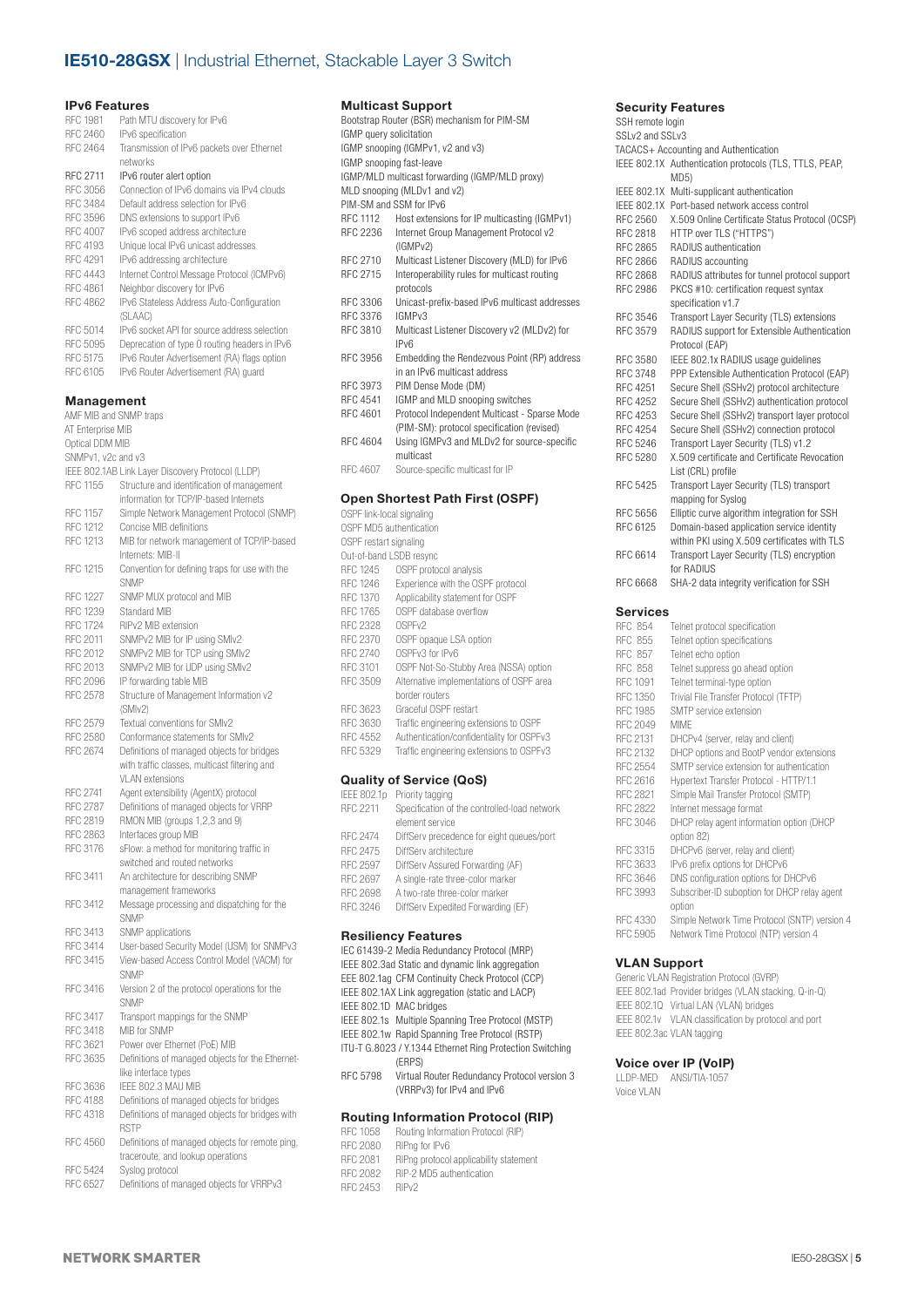# IE510-28GSX | Industrial Ethernet, Stackable Layer 3 Switch

### IPv6 Features

| | |
|---|---|
| RFC 1981 | Path MTU discovery for IPv6 |
| RFC 2460 | IPv6 specification |
| RFC 2464 | Transmission of IPv6 packets over Ethernet networks |
| RFC 2711 | IPv6 router alert option |
| RFC 3056 | Connection of IPv6 domains via IPv4 clouds |
| RFC 3484 | Default address selection for IPv6 |
| RFC 3596 | DNS extensions to support IPv6 |
| RFC 4007 | IPv6 scoped address architecture |
| RFC 4193 | Unique local IPv6 unicast addresses |
| RFC 4291 | IPv6 addressing architecture |
| RFC 4443 | Internet Control Message Protocol (ICMPv6) |
| RFC 4861 | Neighbor discovery for IPv6 |
| RFC 4862 | IPv6 Stateless Address Auto-Configuration (SLAAC) |
| RFC 5014 | IPv6 socket API for source address selection |
| RFC 5095 | Deprecation of type 0 routing headers in IPv6 |
| RFC 5175 | IPv6 Router Advertisement (RA) flags option |
| RFC 6105 | IPv6 Router Advertisement (RA) guard |

### Management

AMF MIB and SNMP traps
AT Enterprise MIB
Optical DDM MIB
SNMPv1, v2c and v3
IEEE 802.1AB Link Layer Discovery Protocol (LLDP)

| | |
|---|---|
| RFC 1155 | Structure and identification of management information for TCP/IP-based Internets |
| RFC 1157 | Simple Network Management Protocol (SNMP) |
| RFC 1212 | Concise MIB definitions |
| RFC 1213 | MIB for network management of TCP/IP-based Internets: MIB-II |
| RFC 1215 | Convention for defining traps for use with the SNMP |
| RFC 1227 | SNMP MUX protocol and MIB |
| RFC 1239 | Standard MIB |
| RFC 1724 | RIPv2 MIB extension |
| RFC 2011 | SNMPv2 MIB for IP using SMIv2 |
| RFC 2012 | SNMPv2 MIB for TCP using SMIv2 |
| RFC 2013 | SNMPv2 MIB for UDP using SMIv2 |
| RFC 2096 | IP forwarding table MIB |
| RFC 2578 | Structure of Management Information v2 (SMIv2) |
| RFC 2579 | Textual conventions for SMIv2 |
| RFC 2580 | Conformance statements for SMIv2 |
| RFC 2674 | Definitions of managed objects for bridges with traffic classes, multicast filtering and VLAN extensions |
| RFC 2741 | Agent extensibility (AgentX) protocol |
| RFC 2787 | Definitions of managed objects for VRRP |
| RFC 2819 | RMON MIB (groups 1,2,3 and 9) |
| RFC 2863 | Interfaces group MIB |
| RFC 3176 | sFlow: a method for monitoring traffic in switched and routed networks |
| RFC 3411 | An architecture for describing SNMP management frameworks |
| RFC 3412 | Message processing and dispatching for the SNMP |
| RFC 3413 | SNMP applications |
| RFC 3414 | User-based Security Model (USM) for SNMPv3 |
| RFC 3415 | View-based Access Control Model (VACM) for SNMP |
| RFC 3416 | Version 2 of the protocol operations for the SNMP |
| RFC 3417 | Transport mappings for the SNMP |
| RFC 3418 | MIB for SNMP |
| RFC 3621 | Power over Ethernet (PoE) MIB |
| RFC 3635 | Definitions of managed objects for the Ethernet-like interface types |
| RFC 3636 | IEEE 802.3 MAU MIB |
| RFC 4188 | Definitions of managed objects for bridges |
| RFC 4318 | Definitions of managed objects for bridges with RSTP |
| RFC 4560 | Definitions of managed objects for remote ping, traceroute, and lookup operations |
| RFC 5424 | Syslog protocol |
| RFC 6527 | Definitions of managed objects for VRRPv3 |

### Multicast Support

Bootstrap Router (BSR) mechanism for PIM-SM
IGMP query solicitation
IGMP snooping (IGMPv1, v2 and v3)
IGMP snooping fast-leave
IGMP/MLD multicast forwarding (IGMP/MLD proxy)
MLD snooping (MLDv1 and v2)
PIM-SM and SSM for IPv6

| | |
|---|---|
| RFC 1112 | Host extensions for IP multicasting (IGMPv1) |
| RFC 2236 | Internet Group Management Protocol v2 (IGMPv2) |
| RFC 2710 | Multicast Listener Discovery (MLD) for IPv6 |
| RFC 2715 | Interoperability rules for multicast routing protocols |
| RFC 3306 | Unicast-prefix-based IPv6 multicast addresses |
| RFC 3376 | IGMPv3 |
| RFC 3810 | Multicast Listener Discovery v2 (MLDv2) for IPv6 |
| RFC 3956 | Embedding the Rendezvous Point (RP) address in an IPv6 multicast address |
| RFC 3973 | PIM Dense Mode (DM) |
| RFC 4541 | IGMP and MLD snooping switches |
| RFC 4601 | Protocol Independent Multicast - Sparse Mode (PIM-SM): protocol specification (revised) |
| RFC 4604 | Using IGMPv3 and MLDv2 for source-specific multicast |
| RFC 4607 | Source-specific multicast for IP |

### Open Shortest Path First (OSPF)

OSPF link-local signaling
OSPF MD5 authentication
OSPF restart signaling
Out-of-band LSDB resync

| | |
|---|---|
| RFC 1245 | OSPF protocol analysis |
| RFC 1246 | Experience with the OSPF protocol |
| RFC 1370 | Applicability statement for OSPF |
| RFC 1765 | OSPF database overflow |
| RFC 2328 | OSPFv2 |
| RFC 2370 | OSPF opaque LSA option |
| RFC 2740 | OSPFv3 for IPv6 |
| RFC 3101 | OSPF Not-So-Stubby Area (NSSA) option |
| RFC 3509 | Alternative implementations of OSPF area border routers |
| RFC 3623 | Graceful OSPF restart |
| RFC 3630 | Traffic engineering extensions to OSPF |
| RFC 4552 | Authentication/confidentiality for OSPFv3 |
| RFC 5329 | Traffic engineering extensions to OSPFv3 |

### Quality of Service (QoS)

| | |
|---|---|
| IEEE 802.1p | Priority tagging |
| RFC 2211 | Specification of the controlled-load network element service |
| RFC 2474 | DiffServ precedence for eight queues/port |
| RFC 2475 | DiffServ architecture |
| RFC 2597 | DiffServ Assured Forwarding (AF) |
| RFC 2697 | A single-rate three-color marker |
| RFC 2698 | A two-rate three-color marker |
| RFC 3246 | DiffServ Expedited Forwarding (EF) |

### Resiliency Features

IEC 61439-2 Media Redundancy Protocol (MRP)
IEEE 802.3ad Static and dynamic link aggregation
EEE 802.1ag CFM Continuity Check Protocol (CCP)
IEEE 802.1AX Link aggregation (static and LACP)
IEEE 802.1D MAC bridges
IEEE 802.1s Multiple Spanning Tree Protocol (MSTP)
IEEE 802.1w Rapid Spanning Tree Protocol (RSTP)
ITU-T G.8023 / Y.1344 Ethernet Ring Protection Switching (ERPS)
RFC 5798 Virtual Router Redundancy Protocol version 3 (VRRPv3) for IPv4 and IPv6

### Routing Information Protocol (RIP)

| | |
|---|---|
| RFC 1058 | Routing Information Protocol (RIP) |
| RFC 2080 | RIPng for IPv6 |
| RFC 2081 | RIPng protocol applicability statement |
| RFC 2082 | RIP-2 MD5 authentication |
| RFC 2453 | RIPv2 |

### Security Features

SSH remote login
SSLv2 and SSLv3
TACACS+ Accounting and Authentication

| | |
|---|---|
| IEEE 802.1X | Authentication protocols (TLS, TTLS, PEAP, MD5) |
| IEEE 802.1X | Multi-supplicant authentication |
| IEEE 802.1X | Port-based network access control |
| RFC 2560 | X.509 Online Certificate Status Protocol (OCSP) |
| RFC 2818 | HTTP over TLS ("HTTPS") |
| RFC 2865 | RADIUS authentication |
| RFC 2866 | RADIUS accounting |
| RFC 2868 | RADIUS attributes for tunnel protocol support |
| RFC 2986 | PKCS #10: certification request syntax specification v1.7 |
| RFC 3546 | Transport Layer Security (TLS) extensions |
| RFC 3579 | RADIUS support for Extensible Authentication Protocol (EAP) |
| RFC 3580 | IEEE 802.1x RADIUS usage guidelines |
| RFC 3748 | PPP Extensible Authentication Protocol (EAP) |
| RFC 4251 | Secure Shell (SSHv2) protocol architecture |
| RFC 4252 | Secure Shell (SSHv2) authentication protocol |
| RFC 4253 | Secure Shell (SSHv2) transport layer protocol |
| RFC 4254 | Secure Shell (SSHv2) connection protocol |
| RFC 5246 | Transport Layer Security (TLS) v1.2 |
| RFC 5280 | X.509 certificate and Certificate Revocation List (CRL) profile |
| RFC 5425 | Transport Layer Security (TLS) transport mapping for Syslog |
| RFC 5656 | Elliptic curve algorithm integration for SSH |
| RFC 6125 | Domain-based application service identity within PKI using X.509 certificates with TLS |
| RFC 6614 | Transport Layer Security (TLS) encryption for RADIUS |
| RFC 6668 | SHA-2 data integrity verification for SSH |

### Services

| | |
|---|---|
| RFC 854 | Telnet protocol specification |
| RFC 855 | Telnet option specifications |
| RFC 857 | Telnet echo option |
| RFC 858 | Telnet suppress go ahead option |
| RFC 1091 | Telnet terminal-type option |
| RFC 1350 | Trivial File Transfer Protocol (TFTP) |
| RFC 1985 | SMTP service extension |
| RFC 2049 | MIME |
| RFC 2131 | DHCPv4 (server, relay and client) |
| RFC 2132 | DHCP options and BootP vendor extensions |
| RFC 2554 | SMTP service extension for authentication |
| RFC 2616 | Hypertext Transfer Protocol - HTTP/1.1 |
| RFC 2821 | Simple Mail Transfer Protocol (SMTP) |
| RFC 2822 | Internet message format |
| RFC 3046 | DHCP relay agent information option (DHCP option 82) |
| RFC 3315 | DHCPv6 (server, relay and client) |
| RFC 3633 | IPv6 prefix options for DHCPv6 |
| RFC 3646 | DNS configuration options for DHCPv6 |
| RFC 3993 | Subscriber-ID suboption for DHCP relay agent option |
| RFC 4330 | Simple Network Time Protocol (SNTP) version 4 |
| RFC 5905 | Network Time Protocol (NTP) version 4 |

### VLAN Support

Generic VLAN Registration Protocol (GVRP)
IEEE 802.1ad Provider bridges (VLAN stacking, Q-in-Q)
IEEE 802.1Q Virtual LAN (VLAN) bridges
IEEE 802.1v VLAN classification by protocol and port
IEEE 802.3ac VLAN tagging

### Voice over IP (VoIP)

LLDP-MED ANSI/TIA-1057
Voice VLAN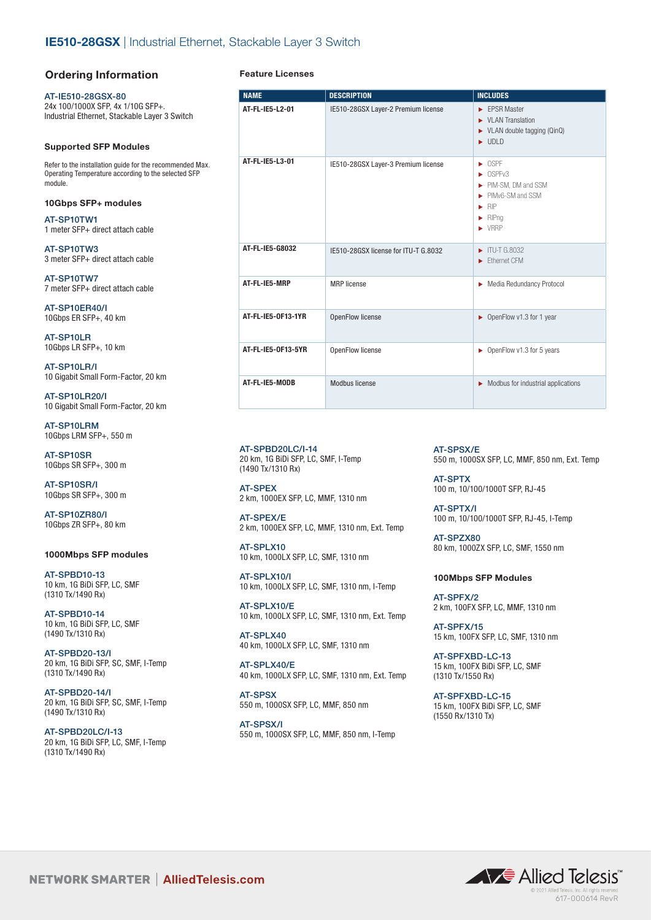## Ordering Information

**AT-IE510-28GSX-80**
24x 100/1000X SFP, 4x 1/10G SFP+.
Industrial Ethernet, Stackable Layer 3 Switch

### Supported SFP Modules

Refer to the installation guide for the recommended Max. Operating Temperature according to the selected SFP module.

### 10Gbps SFP+ modules

**AT-SP10TW1**
1 meter SFP+ direct attach cable

**AT-SP10TW3**
3 meter SFP+ direct attach cable

**AT-SP10TW7**
7 meter SFP+ direct attach cable

**AT-SP10ER40/I**
10Gbps ER SFP+, 40 km

**AT-SP10LR**
10Gbps LR SFP+, 10 km

**AT-SP10LR/I**
10 Gigabit Small Form-Factor, 20 km

**AT-SP10LR20/I**
10 Gigabit Small Form-Factor, 20 km

**AT-SP10LRM**
10Gbps LRM SFP+, 550 m

**AT-SP10SR**
10Gbps SR SFP+, 300 m

**AT-SP10SR/I**
10Gbps SR SFP+, 300 m

**AT-SP10ZR80/I**
10Gbps ZR SFP+, 80 km

### 1000Mbps SFP modules

**AT-SPBD10-13**
10 km, 1G BiDi SFP, LC, SMF
(1310 Tx/1490 Rx)

**AT-SPBD10-14**
10 km, 1G BiDi SFP, LC, SMF
(1490 Tx/1310 Rx)

**AT-SPBD20-13/I**
20 km, 1G BiDi SFP, SC, SMF, I-Temp
(1310 Tx/1490 Rx)

**AT-SPBD20-14/I**
20 km, 1G BiDi SFP, SC, SMF, I-Temp
(1490 Tx/1310 Rx)

**AT-SPBD20LC/I-13**
20 km, 1G BiDi SFP, LC, SMF, I-Temp
(1310 Tx/1490 Rx)

**AT-SPBD20LC/I-14**
20 km, 1G BiDi SFP, LC, SMF, I-Temp
(1490 Tx/1310 Rx)

**AT-SPEX**
2 km, 1000EX SFP, LC, MMF, 1310 nm

**AT-SPEX/E**
2 km, 1000EX SFP, LC, MMF, 1310 nm, Ext. Temp

**AT-SPLX10**
10 km, 1000LX SFP, LC, SMF, 1310 nm

**AT-SPLX10/I**
10 km, 1000LX SFP, LC, SMF, 1310 nm, I-Temp

**AT-SPLX10/E**
10 km, 1000LX SFP, LC, SMF, 1310 nm, Ext. Temp

**AT-SPLX40**
40 km, 1000LX SFP, LC, SMF, 1310 nm

**AT-SPLX40/E**
40 km, 1000LX SFP, LC, SMF, 1310 nm, Ext. Temp

**AT-SPSX**
550 m, 1000SX SFP, LC, MMF, 850 nm

**AT-SPSX/I**
550 m, 1000SX SFP, LC, MMF, 850 nm, I-Temp

**AT-SPSX/E**
550 m, 1000SX SFP, LC, MMF, 850 nm, Ext. Temp

**AT-SPTX**
100 m, 10/100/1000T SFP, RJ-45

**AT-SPTX/I**
100 m, 10/100/1000T SFP, RJ-45, I-Temp

**AT-SPZX80**
80 km, 1000ZX SFP, LC, SMF, 1550 nm

### 100Mbps SFP Modules

**AT-SPFX/2**
2 km, 100FX SFP, LC, MMF, 1310 nm

**AT-SPFX/15**
15 km, 100FX SFP, LC, SMF, 1310 nm

**AT-SPFXBD-LC-13**
15 km, 100FX BiDi SFP, LC, SMF
(1310 Tx/1550 Rx)

**AT-SPFXBD-LC-15**
15 km, 100FX BiDi SFP, LC, SMF
(1550 Rx/1310 Tx)

### Feature Licenses

| NAME | DESCRIPTION | INCLUDES |
|---|---|---|
| AT-FL-IE5-L2-01 | IE510-28GSX Layer-2 Premium license | ▶ EPSR Master<br>▶ VLAN Translation<br>▶ VLAN double tagging (QinQ)<br>▶ UDLD |
| AT-FL-IE5-L3-01 | IE510-28GSX Layer-3 Premium license | ▶ OSPF<br>▶ OSPFv3<br>▶ PIM-SM, DM and SSM<br>▶ PIMv6-SM and SSM<br>▶ RIP<br>▶ RIPng<br>▶ VRRP |
| AT-FL-IE5-G8032 | IE510-28GSX license for ITU-T G.8032 | ▶ ITU-T G.8032<br>▶ Ethernet CFM |
| AT-FL-IE5-MRP | MRP license | ▶ Media Redundancy Protocol |
| AT-FL-IE5-OF13-1YR | OpenFlow license | ▶ OpenFlow v1.3 for 1 year |
| AT-FL-IE5-OF13-5YR | OpenFlow license | ▶ OpenFlow v1.3 for 5 years |
| AT-FL-IE5-MODB | Modbus license | ▶ Modbus for industrial applications |

NETWORK SMARTER | AlliedTelesis.com

© 2021 Allied Telesis, Inc. All rights reserved
617-000614 RevR